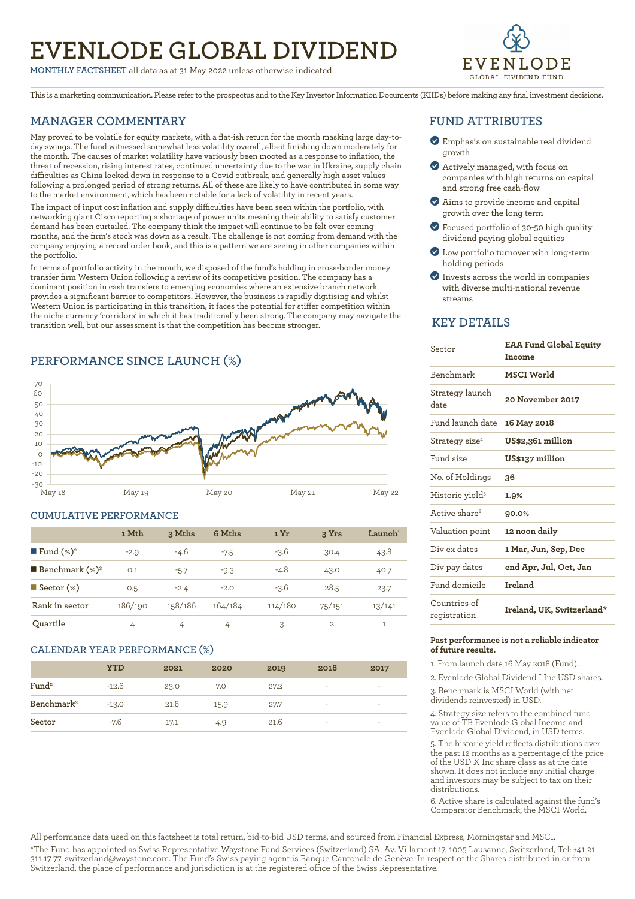# EVENLODE GLOBAL DIVIDEND

MONTHLY FACTSHEET all data as at 31 May 2022 unless otherwise indicated

This is a marketing communication. Please refer to the prospectus and to the Key Investor Information Documents (KIIDs) before making any final investment decisions.

## MANAGER COMMENTARY

May proved to be volatile for equity markets, with a flat-ish return for the month masking large day-to-day swings. The fund witnessed somewhat less volatility overall, albeit finishing down moderately for the month. The causes of market volatility have variously been mooted as a response to inflation, the threat of recession, rising interest rates, continued uncertainty due to the war in Ukraine, supply chain difficulties as China locked down in response to a Covid outbreak, and generally high asset values following a prolonged period of strong returns. All of these are likely to have contributed in some way to the market environment, which has been notable for a lack of volatility in recent years.

The impact of input cost inflation and supply difficulties have been seen within the portfolio, with networking giant Cisco reporting a shortage of power units meaning their ability to satisfy customer demand has been curtailed. The company think the impact will continue to be felt over coming months, and the firm's stock was down as a result. The challenge is not coming from demand with the company enjoying a record order book, and this is a pattern we are seeing in other companies within the portfolio.

In terms of portfolio activity in the month, we disposed of the fund's holding in cross-border money transfer firm Western Union following a review of its competitive position. The company has a dominant position in cash transfers to emerging economies where an extensive branch network provides a significant barrier to competitors. However, the business is rapidly digitising and whilst Western Union is participating in this transition, it faces the potential for stiffer competition within the niche currency 'corridors' in which it has traditionally been strong. The company may navigate the transition well, but our assessment is that the competition has become stronger.

## PERFORMANCE SINCE LAUNCH (%)

## CUMULATIVE PERFORMANCE

| | 1 Mth | 3 Mths | 6 Mths | 1 Yr | 3 Yrs | Launch[1] |
|---|---|---|---|---|---|---|
| Fund (%)[2] | -2.9 | -4.6 | -7.5 | -3.6 | 30.4 | 43.8 |
| Benchmark (%)[3] | 0.1 | -5.7 | -9.3 | -4.8 | 43.0 | 40.7 |
| Sector (%) | 0.5 | -2.4 | -2.0 | -3.6 | 28.5 | 23.7 |
| Rank in sector | 186/190 | 158/186 | 164/184 | 114/180 | 75/151 | 13/141 |
| Quartile | 4 | 4 | 4 | 3 | 2 | 1 |

## CALENDAR YEAR PERFORMANCE (%)

| | YTD | 2021 | 2020 | 2019 | 2018 | 2017 |
|---|---|---|---|---|---|---|
| Fund[2] | -12.6 | 23.0 | 7.0 | 27.2 | - | - |
| Benchmark[3] | -13.0 | 21.8 | 15.9 | 27.7 | - | - |
| Sector | -7.6 | 17.1 | 4.9 | 21.6 | - | - |

## FUND ATTRIBUTES

- Emphasis on sustainable real dividend growth
- Actively managed, with focus on companies with high returns on capital and strong free cash-flow
- Aims to provide income and capital growth over the long term
- Focused portfolio of 30-50 high quality dividend paying global equities
- Low portfolio turnover with long-term holding periods
- Invests across the world in companies with diverse multi-national revenue streams

## KEY DETAILS

| | |
|---|---|
| Sector | **EAA Fund Global Equity Income** |
| Benchmark | **MSCI World** |
| Strategy launch date | **20 November 2017** |
| Fund launch date | **16 May 2018** |
| Strategy size[4] | **US$2,361 million** |
| Fund size | **US$137 million** |
| No. of Holdings | **36** |
| Historic yield[5] | **1.9%** |
| Active share[6] | **90.0%** |
| Valuation point | **12 noon daily** |
| Div ex dates | **1 Mar, Jun, Sep, Dec** |
| Div pay dates | **end Apr, Jul, Oct, Jan** |
| Fund domicile | **Ireland** |
| Countries of registration | **Ireland, UK, Switzerland*** |

**Past performance is not a reliable indicator of future results.**

1. From launch date 16 May 2018 (Fund).
2. Evenlode Global Dividend I Inc USD shares.
3. Benchmark is MSCI World (with net dividends reinvested) in USD.
4. Strategy size refers to the combined fund value of TB Evenlode Global Income and Evenlode Global Dividend, in USD terms.
5. The historic yield reflects distributions over the past 12 months as a percentage of the price of the USD X Inc share class as at the date shown. It does not include any initial charge and investors may be subject to tax on their distributions.
6. Active share is calculated against the fund's Comparator Benchmark, the MSCI World.

All performance data used on this factsheet is total return, bid-to-bid USD terms, and sourced from Financial Express, Morningstar and MSCI.

*The Fund has appointed as Swiss Representative Waystone Fund Services (Switzerland) SA, Av. Villamont 17, 1005 Lausanne, Switzerland, Tel: +41 21 311 17 77, switzerland@waystone.com. The Fund's Swiss paying agent is Banque Cantonale de Genève. In respect of the Shares distributed in or from Switzerland, the place of performance and jurisdiction is at the registered office of the Swiss Representative.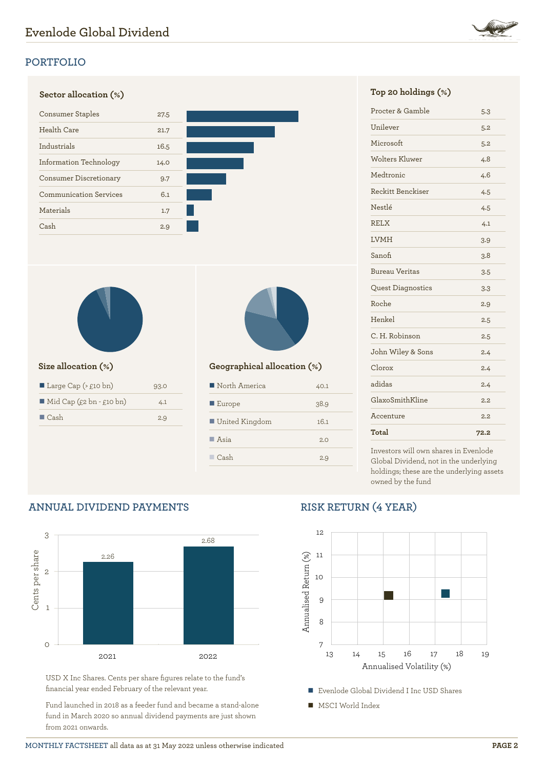## PORTFOLIO

### Sector allocation (%)

| Sector | % |
|---|---|
| Consumer Staples | 27.5 |
| Health Care | 21.7 |
| Industrials | 16.5 |
| Information Technology | 14.0 |
| Consumer Discretionary | 9.7 |
| Communication Services | 6.1 |
| Materials | 1.7 |
| Cash | 2.9 |

### Size allocation (%)

| Size | % |
|---|---|
| Large Cap (> £10 bn) | 93.0 |
| Mid Cap (£2 bn - £10 bn) | 4.1 |
| Cash | 2.9 |

### Geographical allocation (%)

| Region | % |
|---|---|
| North America | 40.1 |
| Europe | 38.9 |
| United Kingdom | 16.1 |
| Asia | 2.0 |
| Cash | 2.9 |

### Top 20 holdings (%)

| Holding | % |
|---|---|
| Procter & Gamble | 5.3 |
| Unilever | 5.2 |
| Microsoft | 5.2 |
| Wolters Kluwer | 4.8 |
| Medtronic | 4.6 |
| Reckitt Benckiser | 4.5 |
| Nestlé | 4.5 |
| RELX | 4.1 |
| LVMH | 3.9 |
| Sanofi | 3.8 |
| Bureau Veritas | 3.5 |
| Quest Diagnostics | 3.3 |
| Roche | 2.9 |
| Henkel | 2.5 |
| C. H. Robinson | 2.5 |
| John Wiley & Sons | 2.4 |
| Clorox | 2.4 |
| adidas | 2.4 |
| GlaxoSmithKline | 2.2 |
| Accenture | 2.2 |
| **Total** | **72.2** |

Investors will own shares in Evenlode Global Dividend, not in the underlying holdings; these are the underlying assets owned by the fund

## ANNUAL DIVIDEND PAYMENTS

| Year | Cents per share |
|---|---|
| 2021 | 2.26 |
| 2022 | 2.68 |

USD X Inc Shares. Cents per share figures relate to the fund's financial year ended February of the relevant year.

Fund launched in 2018 as a feeder fund and became a stand-alone fund in March 2020 so annual dividend payments are just shown from 2021 onwards.

## RISK RETURN (4 YEAR)

Annualised Return (%) vs Annualised Volatility (%)

- Evenlode Global Dividend I Inc USD Shares
- MSCI World Index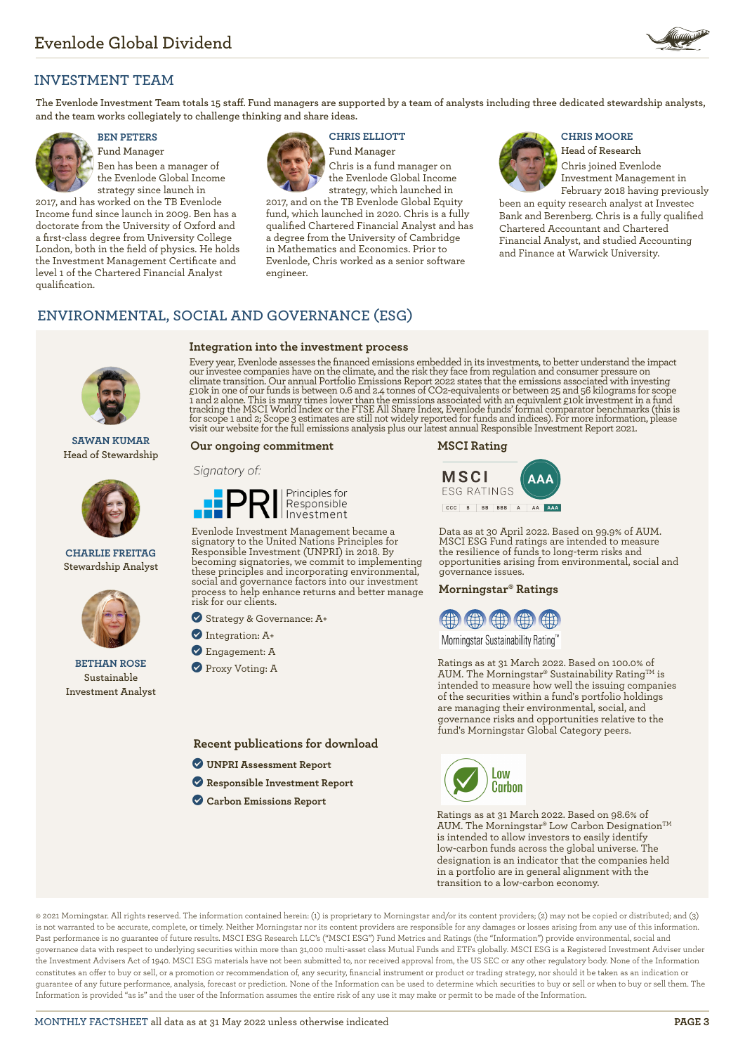## INVESTMENT TEAM

The Evenlode Investment Team totals 15 staff. Fund managers are supported by a team of analysts including three dedicated stewardship analysts, and the team works collegiately to challenge thinking and share ideas.

**BEN PETERS**
Fund Manager

Ben has been a manager of the Evenlode Global Income strategy since launch in 2017, and has worked on the TB Evenlode Income fund since launch in 2009. Ben has a doctorate from the University of Oxford and a first-class degree from University College London, both in the field of physics. He holds the Investment Management Certificate and level 1 of the Chartered Financial Analyst qualification.

**CHRIS ELLIOTT**
Fund Manager

Chris is a fund manager on the Evenlode Global Income strategy, which launched in 2017, and on the TB Evenlode Global Equity fund, which launched in 2020. Chris is a fully qualified Chartered Financial Analyst and has a degree from the University of Cambridge in Mathematics and Economics. Prior to Evenlode, Chris worked as a senior software engineer.

**CHRIS MOORE**
Head of Research

Chris joined Evenlode Investment Management in February 2018 having previously been an equity research analyst at Investec Bank and Berenberg. Chris is a fully qualified Chartered Accountant and Chartered Financial Analyst, and studied Accounting and Finance at Warwick University.

## ENVIRONMENTAL, SOCIAL AND GOVERNANCE (ESG)

**SAWAN KUMAR**
Head of Stewardship

**CHARLIE FREITAG**
Stewardship Analyst

**BETHAN ROSE**
Sustainable Investment Analyst

### Integration into the investment process

Every year, Evenlode assesses the financed emissions embedded in its investments, to better understand the impact our investee companies have on the climate, and the risk they face from regulation and consumer pressure on climate transition. Our annual Portfolio Emissions Report 2022 states that the emissions associated with investing £10k in one of our funds is between 0.6 and 2.4 tonnes of CO2-equivalents or between 25 and 56 kilograms for scope 1 and 2 alone. This is many times lower than the emissions associated with an equivalent £10k investment in a fund tracking the MSCI World Index or the FTSE All Share Index, Evenlode funds' formal comparator benchmarks (this is for scope 1 and 2; Scope 3 estimates are still not widely reported for funds and indices). For more information, please visit our website for the full emissions analysis plus our latest annual Responsible Investment Report 2021.

### Our ongoing commitment

*Signatory of:*

PRI Principles for Responsible Investment

Evenlode Investment Management became a signatory to the United Nations Principles for Responsible Investment (UNPRI) in 2018. By becoming signatories, we commit to implementing these principles and incorporating environmental, social and governance factors into our investment process to help enhance returns and better manage risk for our clients.

- Strategy & Governance: A+
- Integration: A+
- Engagement: A
- Proxy Voting: A

### Recent publications for download

- **UNPRI Assessment Report**
- **Responsible Investment Report**
- **Carbon Emissions Report**

### MSCI Rating

MSCI ESG RATINGS — AAA

CCC | B | BB | BBB | A | AA | AAA

Data as at 30 April 2022. Based on 99.9% of AUM. MSCI ESG Fund ratings are intended to measure the resilience of funds to long-term risks and opportunities arising from environmental, social and governance issues.

### Morningstar® Ratings

Morningstar Sustainability Rating™

Ratings as at 31 March 2022. Based on 100.0% of AUM. The Morningstar® Sustainability Rating™ is intended to measure how well the issuing companies of the securities within a fund's portfolio holdings are managing their environmental, social, and governance risks and opportunities relative to the fund's Morningstar Global Category peers.

Low Carbon

Ratings as at 31 March 2022. Based on 98.6% of AUM. The Morningstar® Low Carbon Designation™ is intended to allow investors to easily identify low-carbon funds across the global universe. The designation is an indicator that the companies held in a portfolio are in general alignment with the transition to a low-carbon economy.

© 2021 Morningstar. All rights reserved. The information contained herein: (1) is proprietary to Morningstar and/or its content providers; (2) may not be copied or distributed; and (3) is not warranted to be accurate, complete, or timely. Neither Morningstar nor its content providers are responsible for any damages or losses arising from any use of this information. Past performance is no guarantee of future results. MSCI ESG Research LLC's ("MSCI ESG") Fund Metrics and Ratings (the "Information") provide environmental, social and governance data with respect to underlying securities within more than 31,000 multi-asset class Mutual Funds and ETFs globally. MSCI ESG is a Registered Investment Adviser under the Investment Advisers Act of 1940. MSCI ESG materials have not been submitted to, nor received approval from, the US SEC or any other regulatory body. None of the Information constitutes an offer to buy or sell, or a promotion or recommendation of, any security, financial instrument or product or trading strategy, nor should it be taken as an indication or guarantee of any future performance, analysis, forecast or prediction. None of the Information can be used to determine which securities to buy or sell or when to buy or sell them. The Information is provided "as is" and the user of the Information assumes the entire risk of any use it may make or permit to be made of the Information.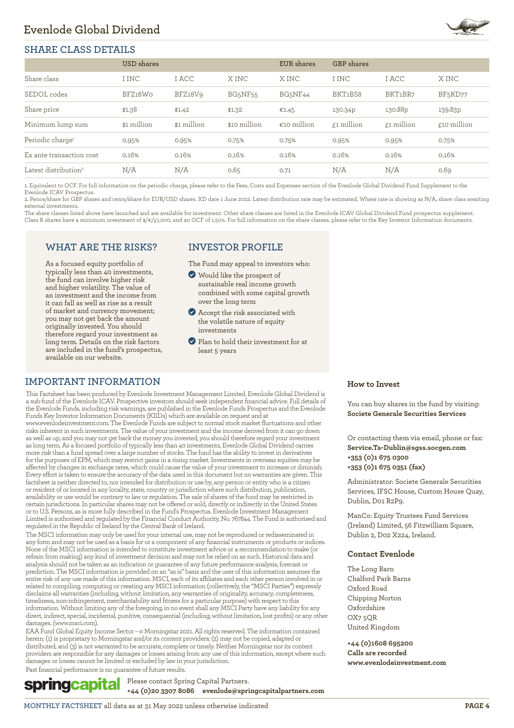# Evenlode Global Dividend

## SHARE CLASS DETAILS

| | USD shares | | | EUR shares | GBP shares | | |
|---|---|---|---|---|---|---|---|
| Share class | I INC | I ACC | X INC | X INC | I INC | I ACC | X INC |
| SEDOL codes | BFZ18W0 | BFZ18V9 | BG5NF55 | BG5NF44 | BKT1BS8 | BKT1BR7 | BF5KD77 |
| Share price | $1.38 | $1.42 | $1.32 | €1.45 | 130.34p | 130.88p | 139.83p |
| Minimum lump sum | $1 million | $1 million | $10 million | €10 million | £1 million | £1 million | £10 million |
| Periodic charge[1] | 0.95% | 0.95% | 0.75% | 0.75% | 0.95% | 0.95% | 0.75% |
| Ex ante transaction cost | 0.16% | 0.16% | 0.16% | 0.16% | 0.16% | 0.16% | 0.16% |
| Latest distribution[2] | N/A | N/A | 0.65 | 0.71 | N/A | N/A | 0.69 |

1. Equivalent to OCF. For full information on the periodic charge, please refer to the Fees, Costs and Expenses section of the Evenlode Global Dividend Fund Supplement to the Evenlode ICAV Prospectus.
2. Pence/share for GBP shares and cents/share for EUR/USD shares. XD date 1 June 2022. Latest distribution rate may be estimated. Where rate is showing as N/A, share class awaiting external investments.
The share classes listed above have launched and are available for investment. Other share classes are listed in the Evenlode ICAV Global Dividend Fund prospectus supplement. Class R shares have a minimum investment of $/€/£1,000, and an OCF of 1.50%. For full information on the share classes, please refer to the Key Investor Information documents.

## WHAT ARE THE RISKS?

As a focused equity portfolio of typically less than 40 investments, the fund can involve higher risk and higher volatility. The value of an investment and the income from it can fall as well as rise as a result of market and currency movement; you may not get back the amount originally invested. You should therefore regard your investment as long term. Details on the risk factors are included in the fund's prospectus, available on our website.

## INVESTOR PROFILE

The Fund may appeal to investors who:

- Would like the prospect of sustainable real income growth combined with some capital growth over the long term
- Accept the risk associated with the volatile nature of equity investments
- Plan to hold their investment for at least 5 years

## IMPORTANT INFORMATION

This Factsheet has been produced by Evenlode Investment Management Limited. Evenlode Global Dividend is a sub-fund of the Evenlode ICAV. Prospective investors should seek independent financial advice. Full details of the Evenlode Funds, including risk warnings, are published in the Evenlode Funds Prospectus and the Evenlode Funds Key Investor Information Documents (KIIDs) which are available on request and at www.evenlodeinvestment.com. The Evenlode Funds are subject to normal stock market fluctuations and other risks inherent in such investments. The value of your investment and the income derived from it can go down as well as up, and you may not get back the money you invested, you should therefore regard your investment as long term. As a focused portfolio of typically less than 40 investments, Evenlode Global Dividend carries more risk than a fund spread over a large number of stocks. The fund has the ability to invest in derivatives for the purposes of EPM, which may restrict gains in a rising market. Investments in overseas equities may be affected by changes in exchange rates, which could cause the value of your investment to increase or diminish. Every effort is taken to ensure the accuracy of the data used in this document but no warranties are given. This factsheet is neither directed to, nor intended for distribution or use by, any person or entity who is a citizen or resident of or located in any locality, state, country or jurisdiction where such distribution, publication, availability or use would be contrary to law or regulation. The sale of shares of the fund may be restricted in certain jurisdictions. In particular shares may not be offered or sold, directly or indirectly in the United States or to U.S. Persons, as is more fully described in the Fund's Prospectus. Evenlode Investment Management Limited is authorised and regulated by the Financial Conduct Authority, No. 767844. The Fund is authorised and regulated in the Republic of Ireland by the Central Bank of Ireland.

The MSCI information may only be used for your internal use, may not be reproduced or redisseminated in any form and may not be used as a basis for or a component of any financial instruments or products or indices. None of the MSCI information is intended to constitute investment advice or a recommendation to make (or refrain from making) any kind of investment decision and may not be relied on as such. Historical data and analysis should not be taken as an indication or guarantee of any future performance analysis, forecast or prediction. The MSCI information is provided on an "as is" basis and the user of this information assumes the entire risk of any use made of this information. MSCI, each of its affiliates and each other person involved in or related to compiling, computing or creating any MSCI information (collectively, the "MSCI Parties") expressly disclaims all warranties (including, without limitation, any warranties of originality, accuracy, completeness, timeliness, non-infringement, merchantability and fitness for a particular purpose) with respect to this information. Without limiting any of the foregoing, in no event shall any MSCI Party have any liability for any direct, indirect, special, incidental, punitive, consequential (including, without limitation, lost profits) or any other damages. (www.msci.com).

EAA Fund Global Equity Income Sector – © Morningstar 2021. All rights reserved. The information contained herein: (1) is proprietary to Morningstar and/or its content providers; (2) may not be copied, adapted or distributed; and (3) is not warranted to be accurate, complete or timely. Neither Morningstar nor its content providers are responsible for any damages or losses arising from any use of this information, except where such damages or losses cannot be limited or excluded by law in your jurisdiction.

Past financial performance is no guarantee of future results.

**springcapital** Please contact Spring Capital Partners.
**+44 (0)20 3307 8086 evenlode@springcapitalpartners.com**

### How to Invest

You can buy shares in the fund by visiting:
**Societe Generale Securities Services**

Or contacting them via email, phone or fax:
**Service.Ta-Dublin@sgss.socgen.com**
**+353 (0)1 675 0300**
**+353 (0)1 675 0351 (fax)**

Administrator: Societe Generale Securities Services, IFSC House, Custom House Quay, Dublin, D01 R2P9.

ManCo: Equity Trustees Fund Services (Ireland) Limited, 56 Fitzwilliam Square, Dublin 2, D02 X224, Ireland.

### Contact Evenlode

The Long Barn
Chalford Park Barns
Oxford Road
Chipping Norton
Oxfordshire
OX7 5QR
United Kingdom

**+44 (0)1608 695200**
**Calls are recorded**
**www.evenlodeinvestment.com**

MONTHLY FACTSHEET all data as at 31 May 2022 unless otherwise indicated